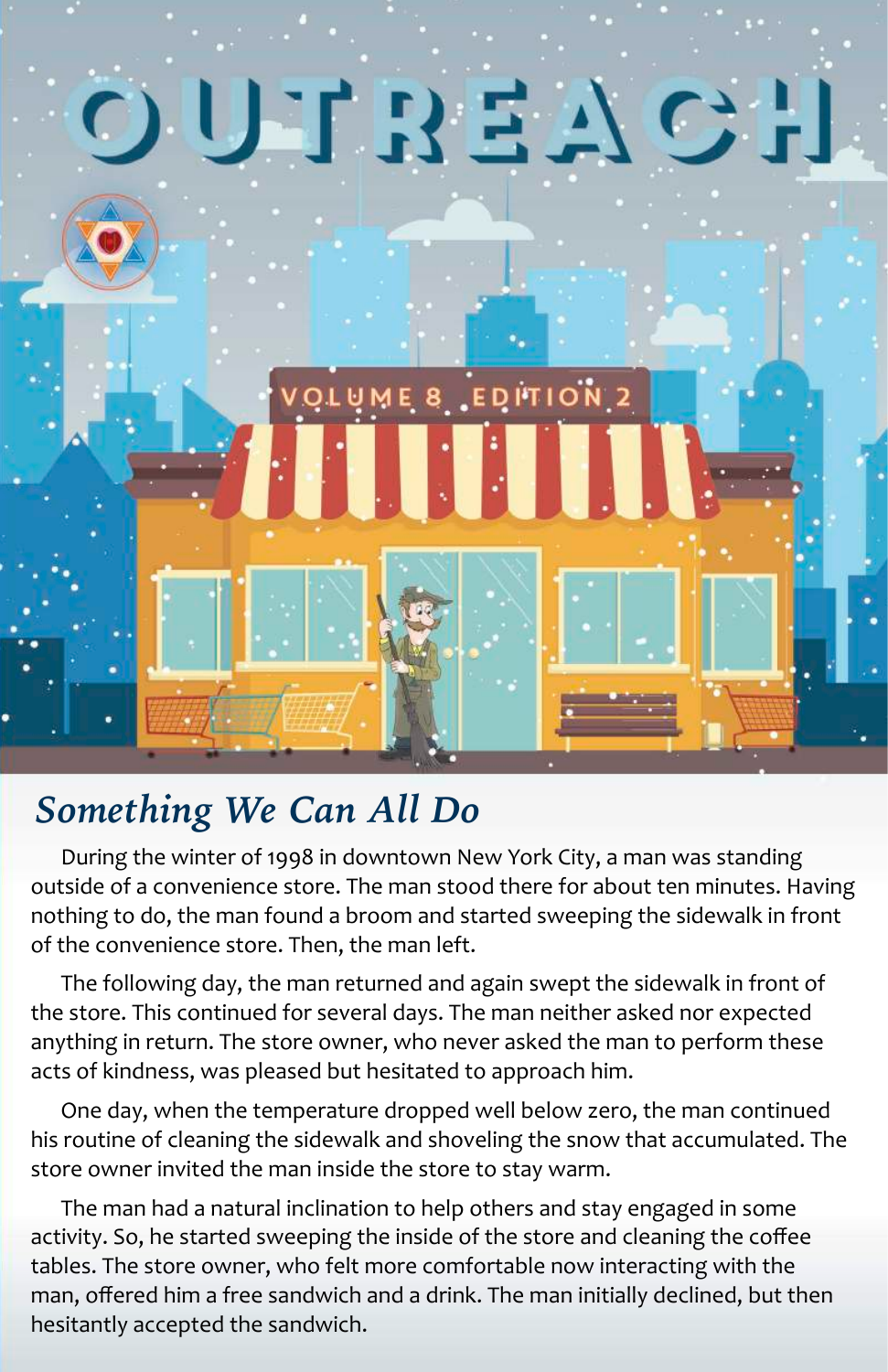# OUTREACH

VOLUME 8 EDITION 2

## *Something We Can All Do*

During the winter of 1998 in downtown New York City, a man was standing outside of a convenience store. The man stood there for about ten minutes. Having nothing to do, the man found a broom and started sweeping the sidewalk in front of the convenience store. Then, the man left.

The following day, the man returned and again swept the sidewalk in front of the store. This continued for several days. The man neither asked nor expected anything in return. The store owner, who never asked the man to perform these acts of kindness, was pleased but hesitated to approach him.

One day, when the temperature dropped well below zero, the man continued his routine of cleaning the sidewalk and shoveling the snow that accumulated. The store owner invited the man inside the store to stay warm.

The man had a natural inclination to help others and stay engaged in some activity. So, he started sweeping the inside of the store and cleaning the coffee tables. The store owner, who felt more comfortable now interacting with the man, offered him a free sandwich and a drink. The man initially declined, but then hesitantly accepted the sandwich.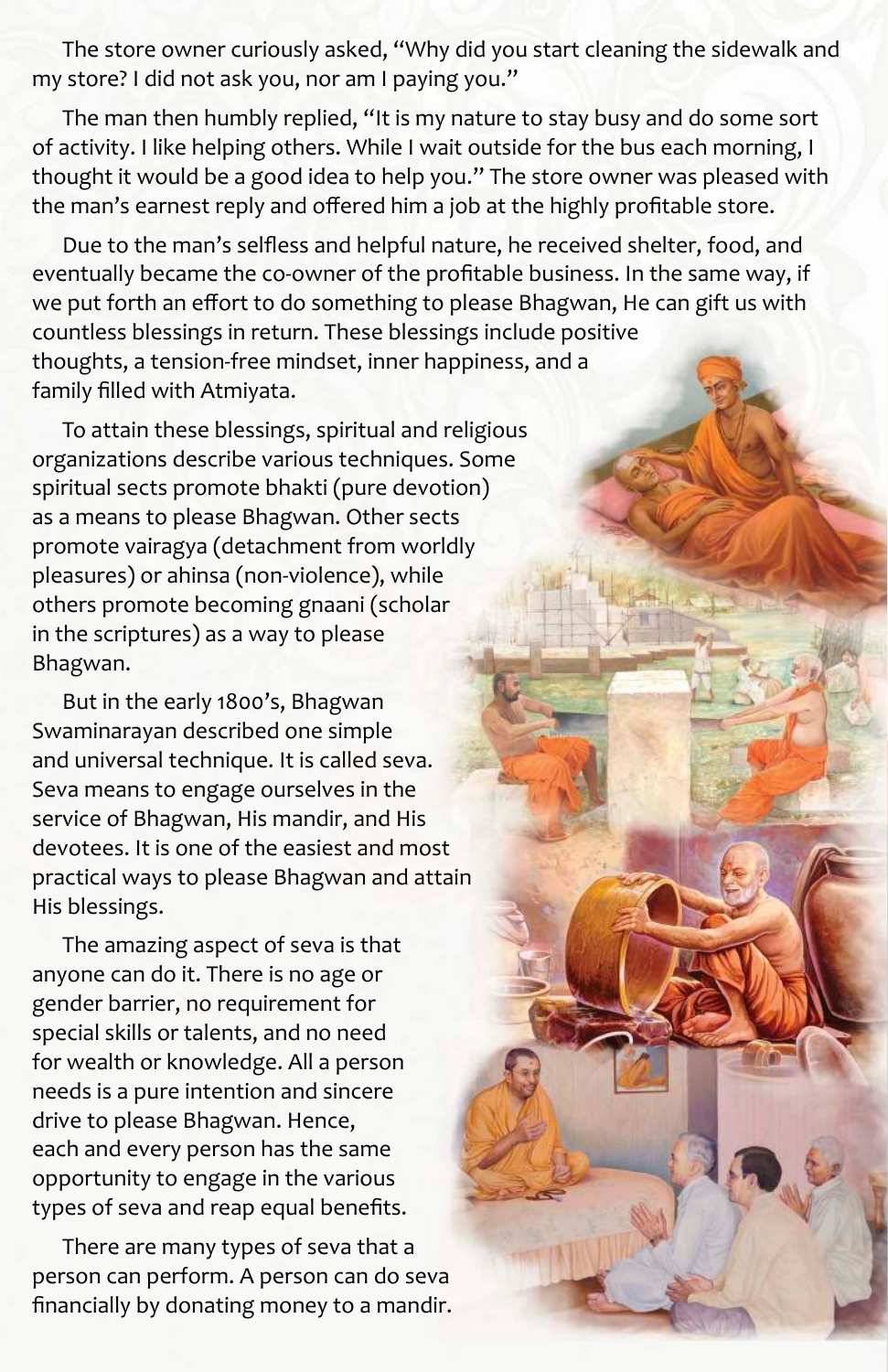The store owner curiously asked, “Why did you start cleaning the sidewalk and my store? I did not ask you, nor am I paying you.”

The man then humbly replied, “It is my nature to stay busy and do some sort of activity. I like helping others. While I wait outside for the bus each morning, I thought it would be a good idea to help you.” The store owner was pleased with the man’s earnest reply and offered him a job at the highly profitable store.

Due to the man’s selfless and helpful nature, he received shelter, food, and eventually became the co-owner of the profitable business. In the same way, if we put forth an effort to do something to please Bhagwan, He can gift us with countless blessings in return. These blessings include positive thoughts, a tension-free mindset, inner happiness, and a family filled with Atmiyata.

To attain these blessings, spiritual and religious organizations describe various techniques. Some spiritual sects promote bhakti (pure devotion) as a means to please Bhagwan. Other sects promote vairagya (detachment from worldly pleasures) or ahinsa (non-violence), while others promote becoming gnaani (scholar in the scriptures) as a way to please Bhagwan.

But in the early 1800’s, Bhagwan Swaminarayan described one simple and universal technique. It is called seva. Seva means to engage ourselves in the service of Bhagwan, His mandir, and His devotees. It is one of the easiest and most practical ways to please Bhagwan and attain His blessings.

The amazing aspect of seva is that anyone can do it. There is no age or gender barrier, no requirement for special skills or talents, and no need for wealth or knowledge. All a person needs is a pure intention and sincere drive to please Bhagwan. Hence, each and every person has the same opportunity to engage in the various types of seva and reap equal benefits.

There are many types of seva that a person can perform. A person can do seva financially by donating money to a mandir.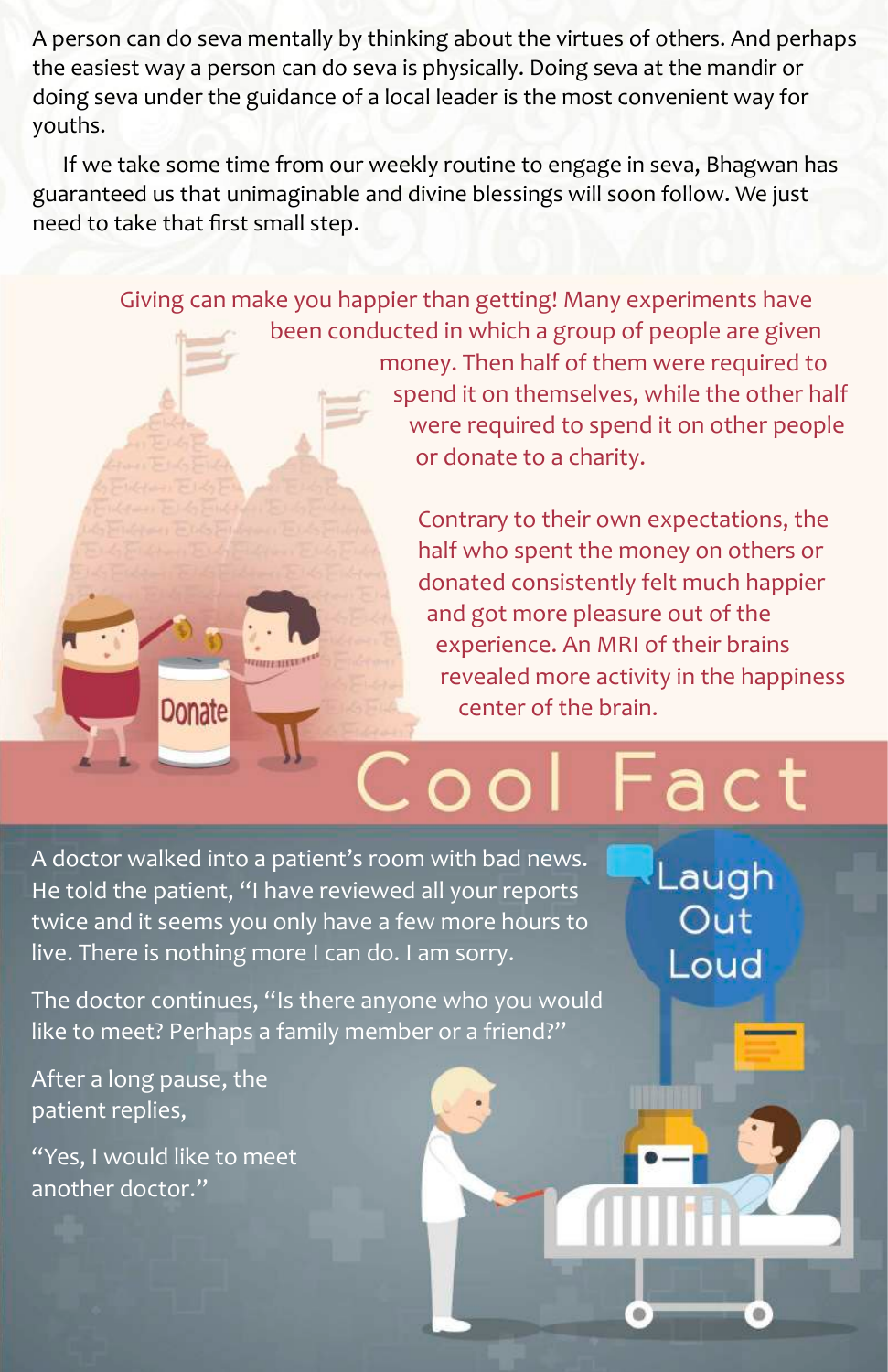A person can do seva mentally by thinking about the virtues of others. And perhaps the easiest way a person can do seva is physically. Doing seva at the mandir or doing seva under the guidance of a local leader is the most convenient way for youths.

If we take some time from our weekly routine to engage in seva, Bhagwan has guaranteed us that unimaginable and divine blessings will soon follow. We just need to take that first small step.

Giving can make you happier than getting! Many experiments have been conducted in which a group of people are given money. Then half of them were required to spend it on themselves, while the other half were required to spend it on other people or donate to a charity.

Contrary to their own expectations, the half who spent the money on others or donated consistently felt much happier and got more pleasure out of the experience. An MRI of their brains revealed more activity in the happiness center of the brain.

## Cool Fact

## Laugh Out Loud

A doctor walked into a patient's room with bad news. He told the patient, "I have reviewed all your reports twice and it seems you only have a few more hours to live. There is nothing more I can do. I am sorry.

The doctor continues, "Is there anyone who you would like to meet? Perhaps a family member or a friend?"

After a long pause, the patient replies,

"Yes, I would like to meet another doctor."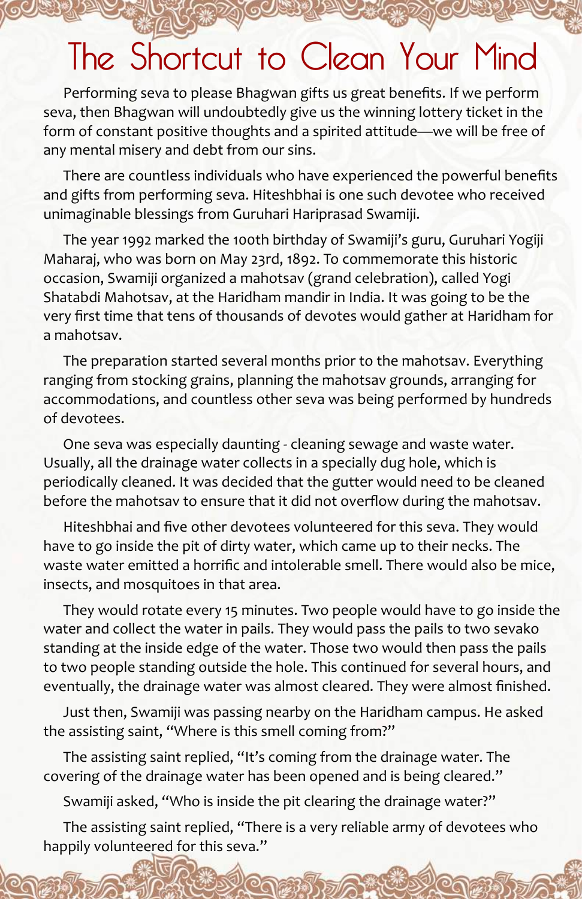# The Shortcut to Clean Your Mind

Performing seva to please Bhagwan gifts us great benefits. If we perform seva, then Bhagwan will undoubtedly give us the winning lottery ticket in the form of constant positive thoughts and a spirited attitude—we will be free of any mental misery and debt from our sins.

There are countless individuals who have experienced the powerful benefits and gifts from performing seva. Hiteshbhai is one such devotee who received unimaginable blessings from Guruhari Hariprasad Swamiji.

The year 1992 marked the 100th birthday of Swamiji's guru, Guruhari Yogiji Maharaj, who was born on May 23rd, 1892. To commemorate this historic occasion, Swamiji organized a mahotsav (grand celebration), called Yogi Shatabdi Mahotsav, at the Haridham mandir in India. It was going to be the very first time that tens of thousands of devotes would gather at Haridham for a mahotsav.

The preparation started several months prior to the mahotsav. Everything ranging from stocking grains, planning the mahotsav grounds, arranging for accommodations, and countless other seva was being performed by hundreds of devotees.

One seva was especially daunting - cleaning sewage and waste water. Usually, all the drainage water collects in a specially dug hole, which is periodically cleaned. It was decided that the gutter would need to be cleaned before the mahotsav to ensure that it did not overflow during the mahotsav.

Hiteshbhai and five other devotees volunteered for this seva. They would have to go inside the pit of dirty water, which came up to their necks. The waste water emitted a horrific and intolerable smell. There would also be mice, insects, and mosquitoes in that area.

They would rotate every 15 minutes. Two people would have to go inside the water and collect the water in pails. They would pass the pails to two sevako standing at the inside edge of the water. Those two would then pass the pails to two people standing outside the hole. This continued for several hours, and eventually, the drainage water was almost cleared. They were almost finished.

Just then, Swamiji was passing nearby on the Haridham campus. He asked the assisting saint, "Where is this smell coming from?"

The assisting saint replied, "It's coming from the drainage water. The covering of the drainage water has been opened and is being cleared."

Swamiji asked, "Who is inside the pit clearing the drainage water?"

The assisting saint replied, "There is a very reliable army of devotees who happily volunteered for this seva."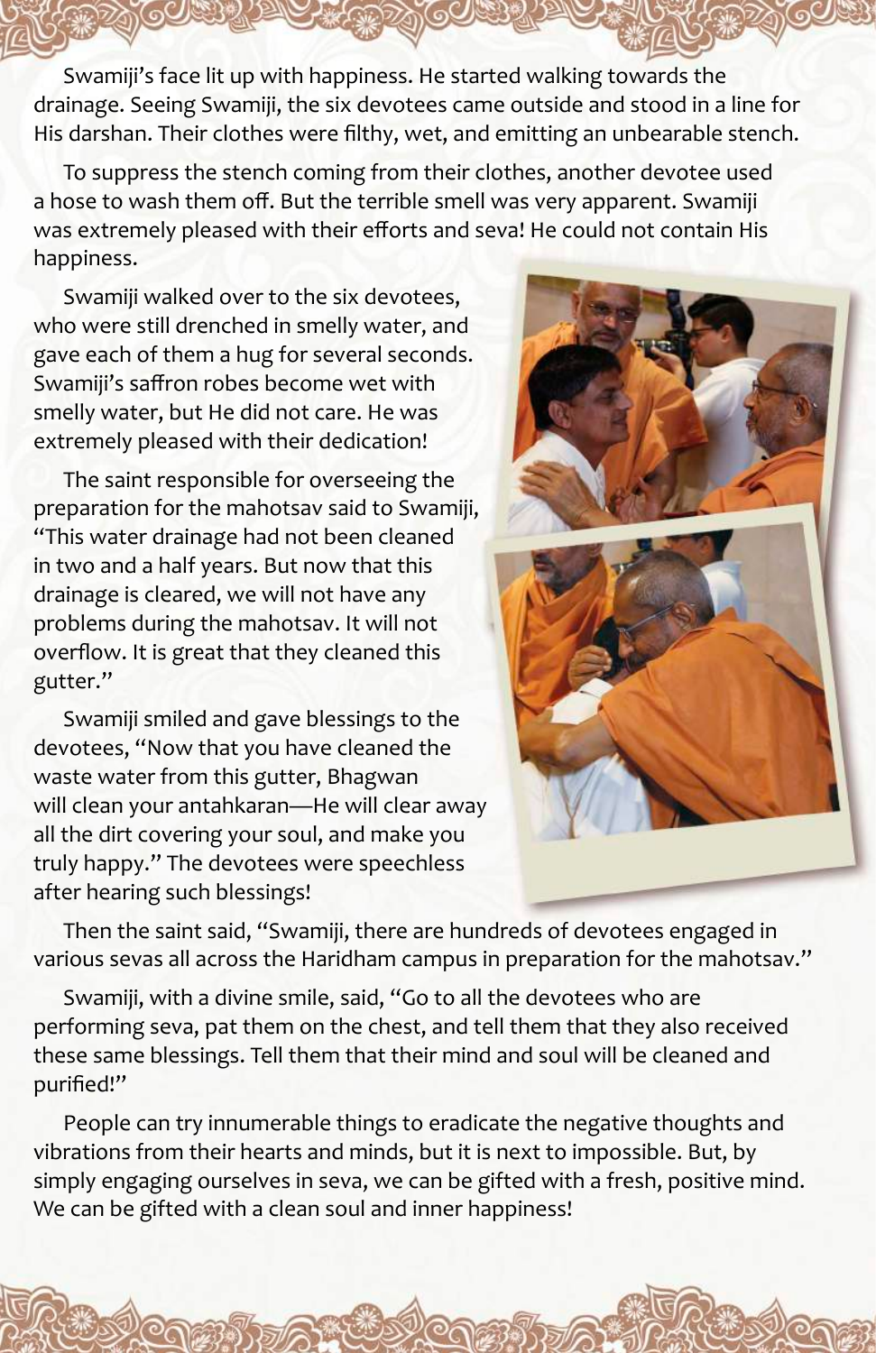Swamiji's face lit up with happiness. He started walking towards the drainage. Seeing Swamiji, the six devotees came outside and stood in a line for His darshan. Their clothes were filthy, wet, and emitting an unbearable stench.

To suppress the stench coming from their clothes, another devotee used a hose to wash them off. But the terrible smell was very apparent. Swamiji was extremely pleased with their efforts and seva! He could not contain His happiness.

Swamiji walked over to the six devotees, who were still drenched in smelly water, and gave each of them a hug for several seconds. Swamiji's saffron robes become wet with smelly water, but He did not care. He was extremely pleased with their dedication!

The saint responsible for overseeing the preparation for the mahotsav said to Swamiji, "This water drainage had not been cleaned in two and a half years. But now that this drainage is cleared, we will not have any problems during the mahotsav. It will not overflow. It is great that they cleaned this gutter."

Swamiji smiled and gave blessings to the devotees, "Now that you have cleaned the waste water from this gutter, Bhagwan will clean your antahkaran—He will clear away all the dirt covering your soul, and make you truly happy." The devotees were speechless after hearing such blessings!

Then the saint said, "Swamiji, there are hundreds of devotees engaged in various sevas all across the Haridham campus in preparation for the mahotsav."

Swamiji, with a divine smile, said, "Go to all the devotees who are performing seva, pat them on the chest, and tell them that they also received these same blessings. Tell them that their mind and soul will be cleaned and purified!"

People can try innumerable things to eradicate the negative thoughts and vibrations from their hearts and minds, but it is next to impossible. But, by simply engaging ourselves in seva, we can be gifted with a fresh, positive mind. We can be gifted with a clean soul and inner happiness!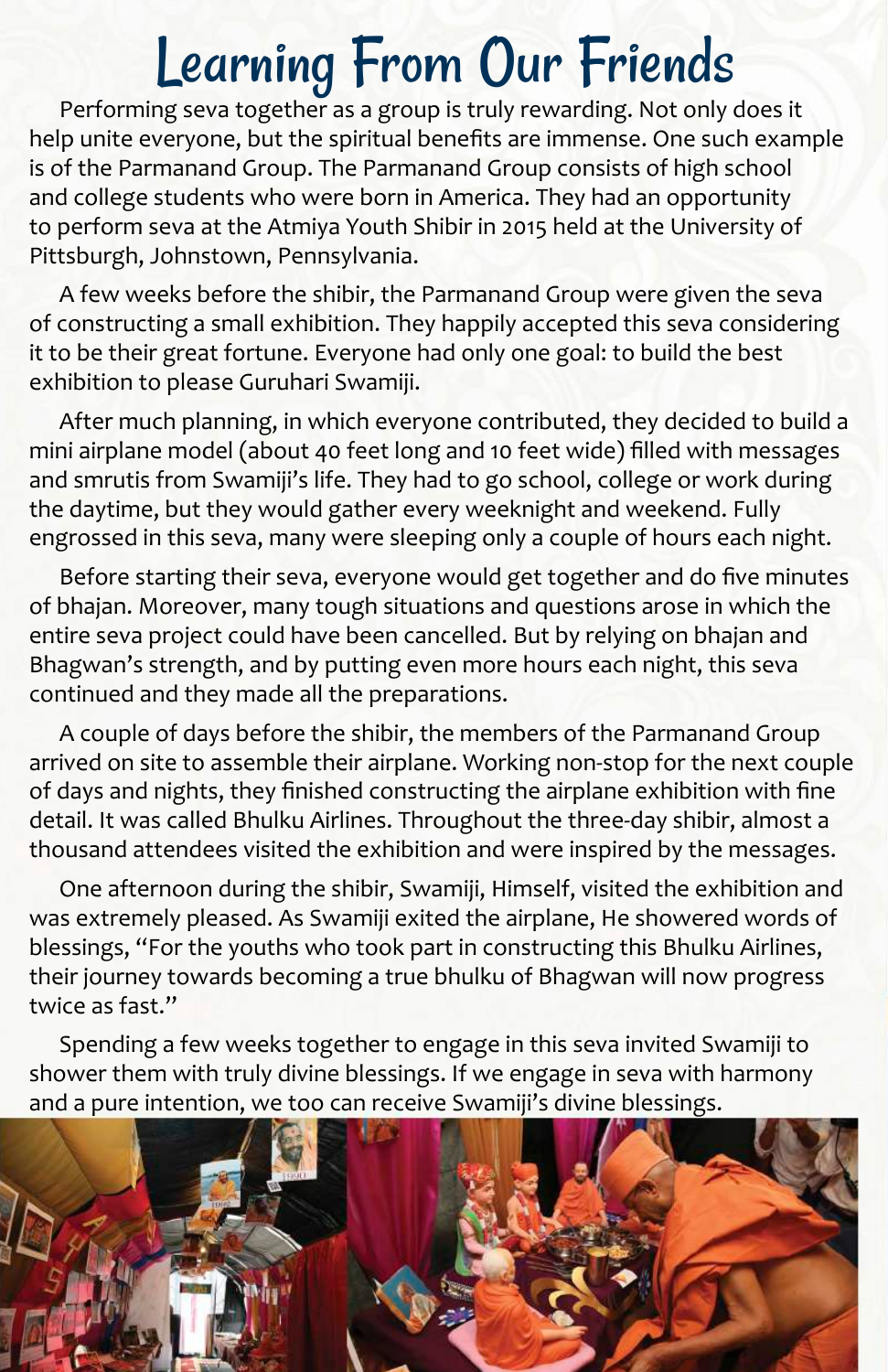# Learning From Our Friends

Performing seva together as a group is truly rewarding. Not only does it help unite everyone, but the spiritual benefits are immense. One such example is of the Parmanand Group. The Parmanand Group consists of high school and college students who were born in America. They had an opportunity to perform seva at the Atmiya Youth Shibir in 2015 held at the University of Pittsburgh, Johnstown, Pennsylvania.

A few weeks before the shibir, the Parmanand Group were given the seva of constructing a small exhibition. They happily accepted this seva considering it to be their great fortune. Everyone had only one goal: to build the best exhibition to please Guruhari Swamiji.

After much planning, in which everyone contributed, they decided to build a mini airplane model (about 40 feet long and 10 feet wide) filled with messages and smrutis from Swamiji's life. They had to go school, college or work during the daytime, but they would gather every weeknight and weekend. Fully engrossed in this seva, many were sleeping only a couple of hours each night.

Before starting their seva, everyone would get together and do five minutes of bhajan. Moreover, many tough situations and questions arose in which the entire seva project could have been cancelled. But by relying on bhajan and Bhagwan's strength, and by putting even more hours each night, this seva continued and they made all the preparations.

A couple of days before the shibir, the members of the Parmanand Group arrived on site to assemble their airplane. Working non-stop for the next couple of days and nights, they finished constructing the airplane exhibition with fine detail. It was called Bhulku Airlines. Throughout the three-day shibir, almost a thousand attendees visited the exhibition and were inspired by the messages.

One afternoon during the shibir, Swamiji, Himself, visited the exhibition and was extremely pleased. As Swamiji exited the airplane, He showered words of blessings, "For the youths who took part in constructing this Bhulku Airlines, their journey towards becoming a true bhulku of Bhagwan will now progress twice as fast."

Spending a few weeks together to engage in this seva invited Swamiji to shower them with truly divine blessings. If we engage in seva with harmony and a pure intention, we too can receive Swamiji's divine blessings.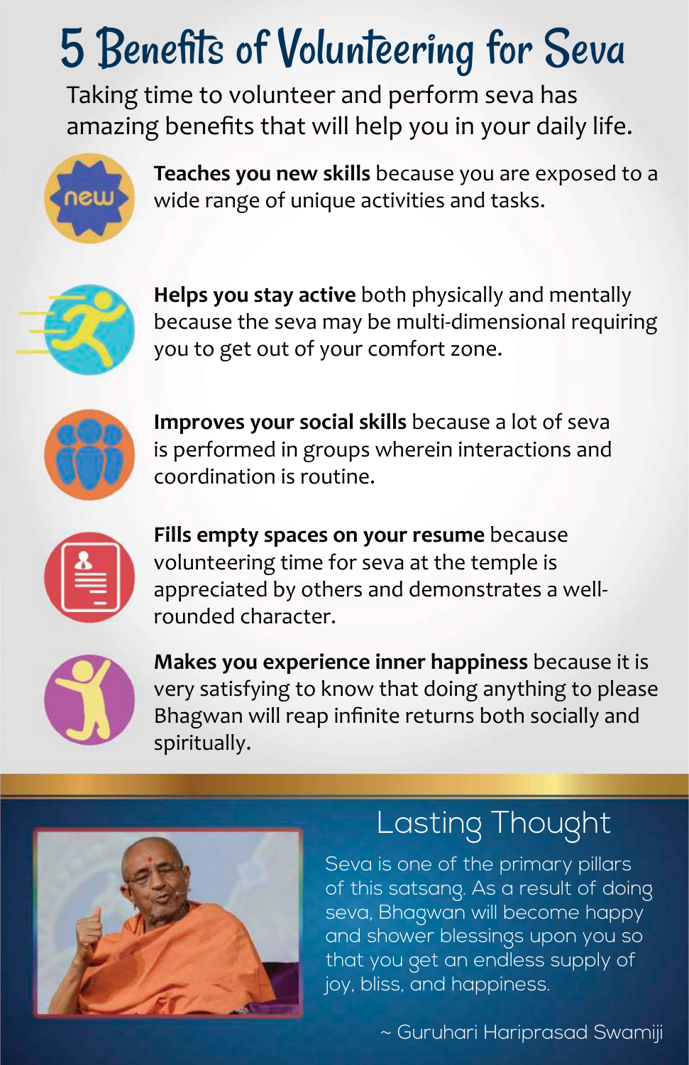# 5 Benefits of Volunteering for Seva

Taking time to volunteer and perform seva has amazing benefits that will help you in your daily life.

**Teaches you new skills** because you are exposed to a wide range of unique activities and tasks.

**Helps you stay active** both physically and mentally because the seva may be multi-dimensional requiring you to get out of your comfort zone.

**Improves your social skills** because a lot of seva is performed in groups wherein interactions and coordination is routine.

**Fills empty spaces on your resume** because volunteering time for seva at the temple is appreciated by others and demonstrates a well-rounded character.

**Makes you experience inner happiness** because it is very satisfying to know that doing anything to please Bhagwan will reap infinite returns both socially and spiritually.

## Lasting Thought

Seva is one of the primary pillars of this satsang. As a result of doing seva, Bhagwan will become happy and shower blessings upon you so that you get an endless supply of joy, bliss, and happiness.

~ Guruhari Hariprasad Swamiji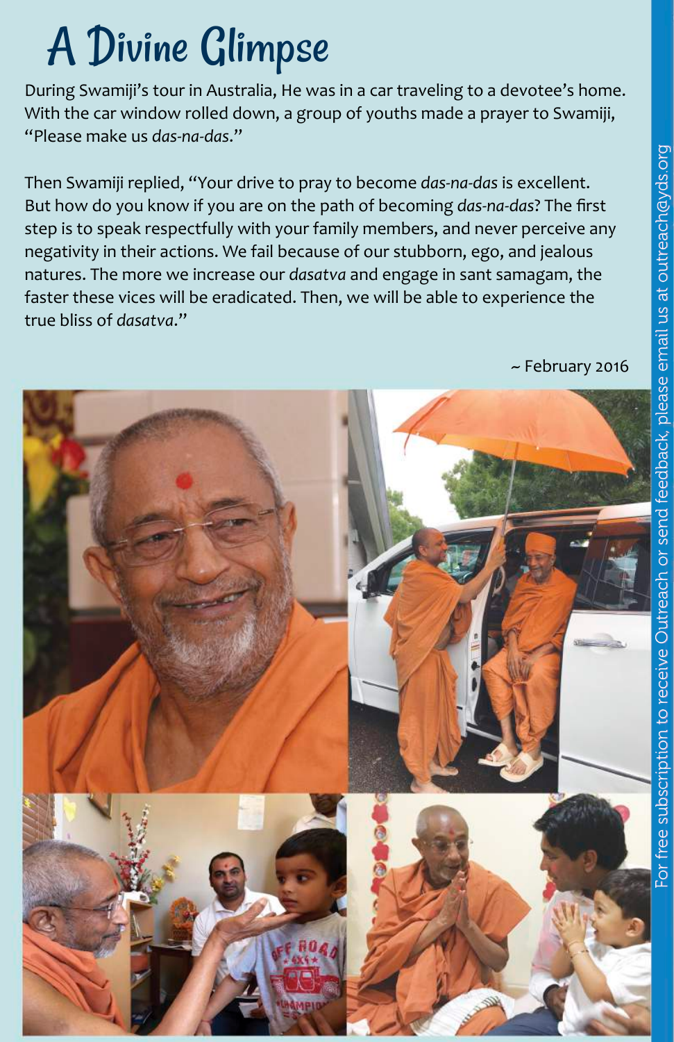# A Divine Glimpse

During Swamiji's tour in Australia, He was in a car traveling to a devotee's home. With the car window rolled down, a group of youths made a prayer to Swamiji, "Please make us *das-na-das*."

Then Swamiji replied, "Your drive to pray to become *das-na-das* is excellent. But how do you know if you are on the path of becoming *das-na-das*? The first step is to speak respectfully with your family members, and never perceive any negativity in their actions. We fail because of our stubborn, ego, and jealous natures. The more we increase our *dasatva* and engage in sant samagam, the faster these vices will be eradicated. Then, we will be able to experience the true bliss of *dasatva*."

~ February 2016

For free subscription to receive Outreach or send feedback, please email us at outreach@yds.org